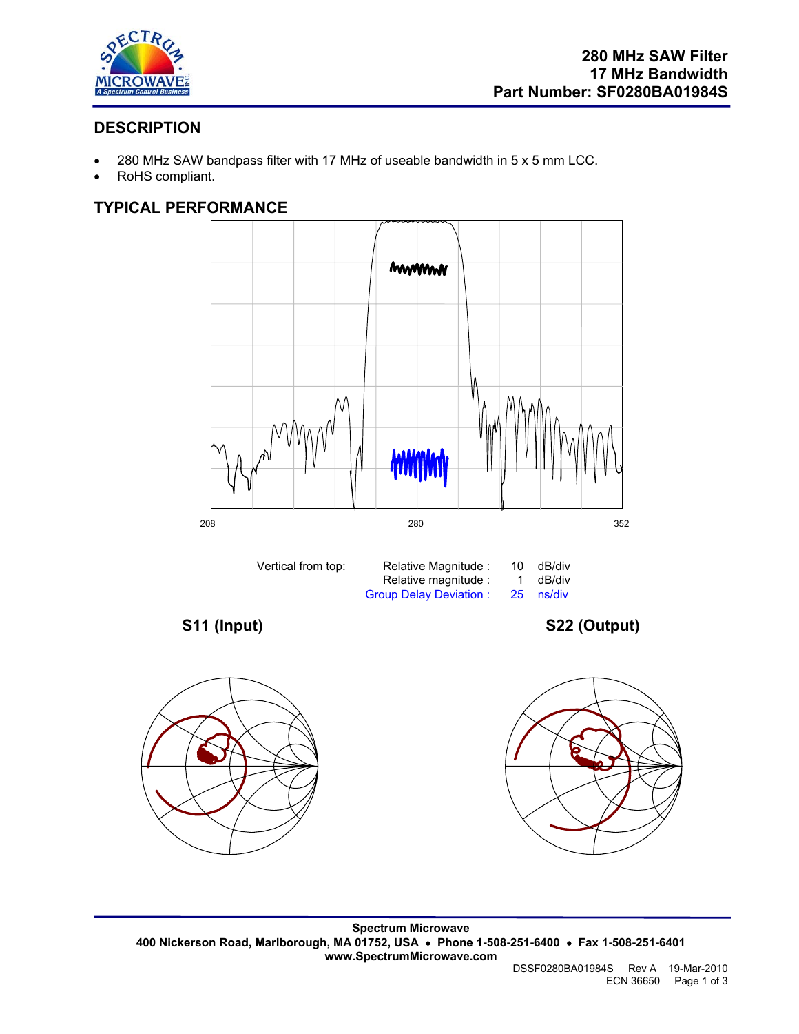# 280 MHz SAW Filter
# 17 MHz Bandwidth
# Part Number: SF0280BA01984S

## DESCRIPTION

- 280 MHz SAW bandpass filter with 17 MHz of useable bandwidth in 5 x 5 mm LCC.
- RoHS compliant.

## TYPICAL PERFORMANCE

208 280 352

| Vertical from top: | | | |
|---|---|---|---|
| | Relative Magnitude : | 10 | dB/div |
| | Relative magnitude : | 1 | dB/div |
| | Group Delay Deviation : | 25 | ns/div |

**S11 (Input)**

**S22 (Output)**

Spectrum Microwave
400 Nickerson Road, Marlborough, MA 01752, USA • Phone 1-508-251-6400 • Fax 1-508-251-6401
www.SpectrumMicrowave.com

DSSF0280BA01984S Rev A 19-Mar-2010
ECN 36650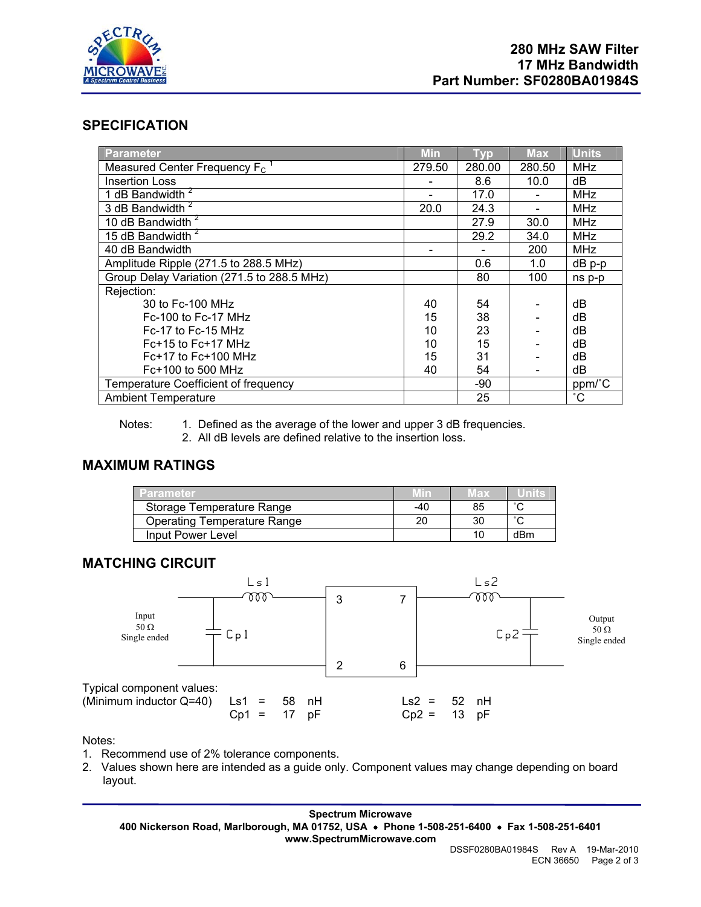280 MHz SAW Filter
17 MHz Bandwidth
Part Number: SF0280BA01984S

## SPECIFICATION

| Parameter | Min | Typ | Max | Units |
|---|---|---|---|---|
| Measured Center Frequency $F_C$ [1] | 279.50 | 280.00 | 280.50 | MHz |
| Insertion Loss | - | 8.6 | 10.0 | dB |
| 1 dB Bandwidth [2] | - | 17.0 | - | MHz |
| 3 dB Bandwidth [2] | 20.0 | 24.3 | - | MHz |
| 10 dB Bandwidth [2] | | 27.9 | 30.0 | MHz |
| 15 dB Bandwidth [2] | | 29.2 | 34.0 | MHz |
| 40 dB Bandwidth | - | - | 200 | MHz |
| Amplitude Ripple (271.5 to 288.5 MHz) | | 0.6 | 1.0 | dB p-p |
| Group Delay Variation (271.5 to 288.5 MHz) | | 80 | 100 | ns p-p |
| Rejection: | | | | |
| 30 to Fc-100 MHz | 40 | 54 | - | dB |
| Fc-100 to Fc-17 MHz | 15 | 38 | - | dB |
| Fc-17 to Fc-15 MHz | 10 | 23 | - | dB |
| Fc+15 to Fc+17 MHz | 10 | 15 | - | dB |
| Fc+17 to Fc+100 MHz | 15 | 31 | - | dB |
| Fc+100 to 500 MHz | 40 | 54 | - | dB |
| Temperature Coefficient of frequency | | -90 | | ppm/˚C |
| Ambient Temperature | | 25 | | ˚C |

Notes:
1. Defined as the average of the lower and upper 3 dB frequencies.
2. All dB levels are defined relative to the insertion loss.

## MAXIMUM RATINGS

| Parameter | Min | Max | Units |
|---|---|---|---|
| Storage Temperature Range | -40 | 85 | ˚C |
| Operating Temperature Range | 20 | 30 | ˚C |
| Input Power Level | | 10 | dBm |

## MATCHING CIRCUIT

Input 50 Ω Single ended — Cp1 — Ls1 — pins 3, 2 — pins 7, 6 — Ls2 — Cp2 — Output 50 Ω Single ended

Typical component values:
(Minimum inductor Q=40)

| | | | |
|---|---|---|---|
| Ls1 = 58 nH | | Ls2 = 52 nH | |
| Cp1 = 17 pF | | Cp2 = 13 pF | |

Notes:
1. Recommend use of 2% tolerance components.
2. Values shown here are intended as a guide only. Component values may change depending on board layout.

**Spectrum Microwave**
**400 Nickerson Road, Marlborough, MA 01752, USA • Phone 1-508-251-6400 • Fax 1-508-251-6401**
**www.SpectrumMicrowave.com**

DSSF0280BA01984S Rev A 19-Mar-2010
ECN 36650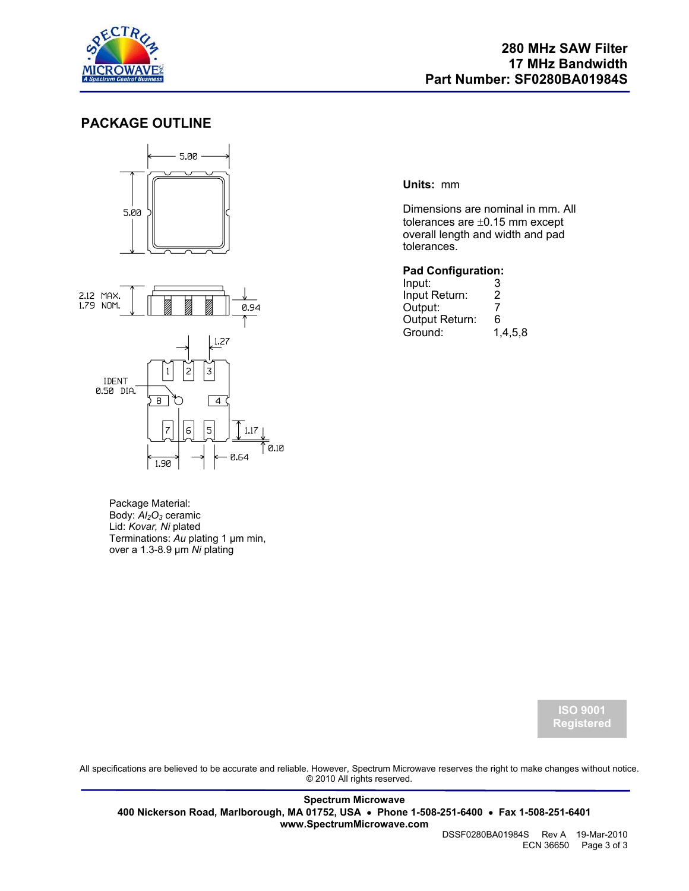**280 MHz SAW Filter**
**17 MHz Bandwidth**
**Part Number: SF0280BA01984S**

## PACKAGE OUTLINE

5.00

5.00

2.12 MAX.
1.79 NOM.

0.94

1.27

IDENT
0.50 DIA.

1 2 3
8 4
7 6 5

1.17

0.10

1.90

0.64

**Units:** mm

Dimensions are nominal in mm. All tolerances are ±0.15 mm except overall length and width and pad tolerances.

**Pad Configuration:**

| | |
|---|---|
| Input: | 3 |
| Input Return: | 2 |
| Output: | 7 |
| Output Return: | 6 |
| Ground: | 1,4,5,8 |

Package Material:
Body: *$Al_2O_3$* ceramic
Lid: *Kovar, Ni* plated
Terminations: *Au* plating 1 µm min, over a 1.3-8.9 µm *Ni* plating

ISO 9001 Registered

All specifications are believed to be accurate and reliable. However, Spectrum Microwave reserves the right to make changes without notice.
© 2010 All rights reserved.

**Spectrum Microwave**
**400 Nickerson Road, Marlborough, MA 01752, USA • Phone 1-508-251-6400 • Fax 1-508-251-6401**
**www.SpectrumMicrowave.com**

DSSF0280BA01984S Rev A 19-Mar-2010
ECN 36650